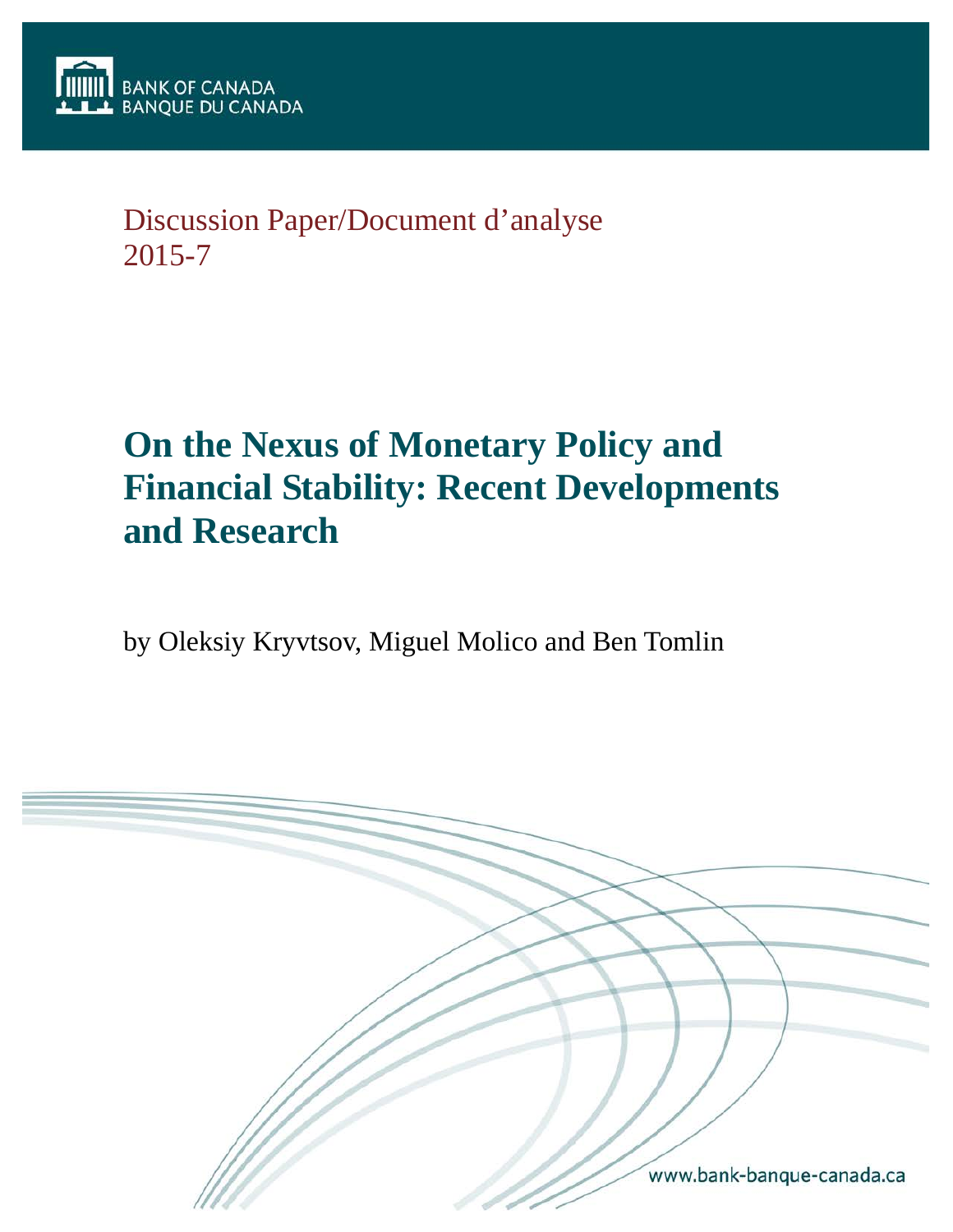BANK OF CANADA
BANQUE DU CANADA

Discussion Paper/Document d'analyse
2015-7

# On the Nexus of Monetary Policy and Financial Stability: Recent Developments and Research

by Oleksiy Kryvtsov, Miguel Molico and Ben Tomlin

www.bank-banque-canada.ca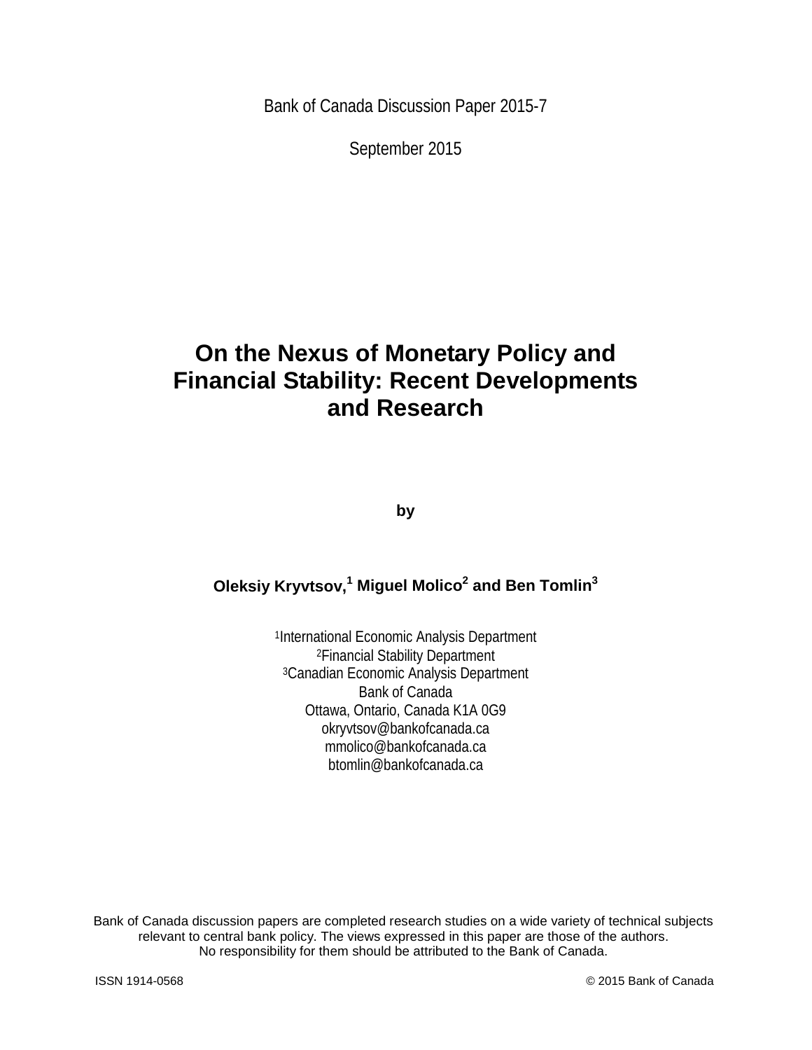Bank of Canada Discussion Paper 2015-7

September 2015

# On the Nexus of Monetary Policy and Financial Stability: Recent Developments and Research

by

**Oleksiy Kryvtsov,[1] Miguel Molico[2] and Ben Tomlin[3]**

[1]International Economic Analysis Department
[2]Financial Stability Department
[3]Canadian Economic Analysis Department
Bank of Canada
Ottawa, Ontario, Canada K1A 0G9
okryvtsov@bankofcanada.ca
mmolico@bankofcanada.ca
btomlin@bankofcanada.ca

Bank of Canada discussion papers are completed research studies on a wide variety of technical subjects relevant to central bank policy. The views expressed in this paper are those of the authors. No responsibility for them should be attributed to the Bank of Canada.

ISSN 1914-0568 © 2015 Bank of Canada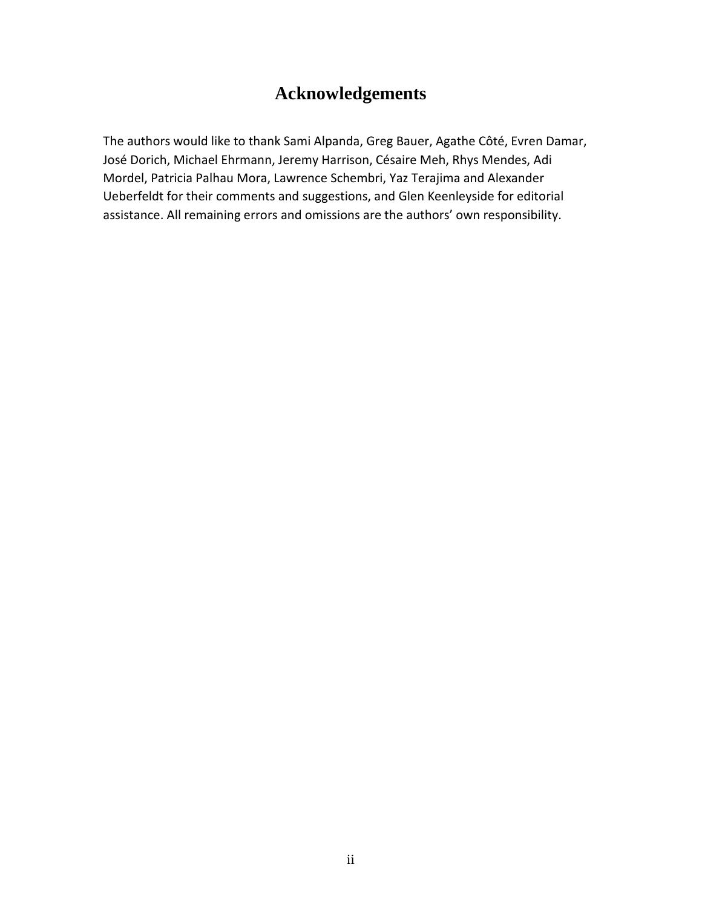# Acknowledgements

The authors would like to thank Sami Alpanda, Greg Bauer, Agathe Côté, Evren Damar, José Dorich, Michael Ehrmann, Jeremy Harrison, Césaire Meh, Rhys Mendes, Adi Mordel, Patricia Palhau Mora, Lawrence Schembri, Yaz Terajima and Alexander Ueberfeldt for their comments and suggestions, and Glen Keenleyside for editorial assistance. All remaining errors and omissions are the authors' own responsibility.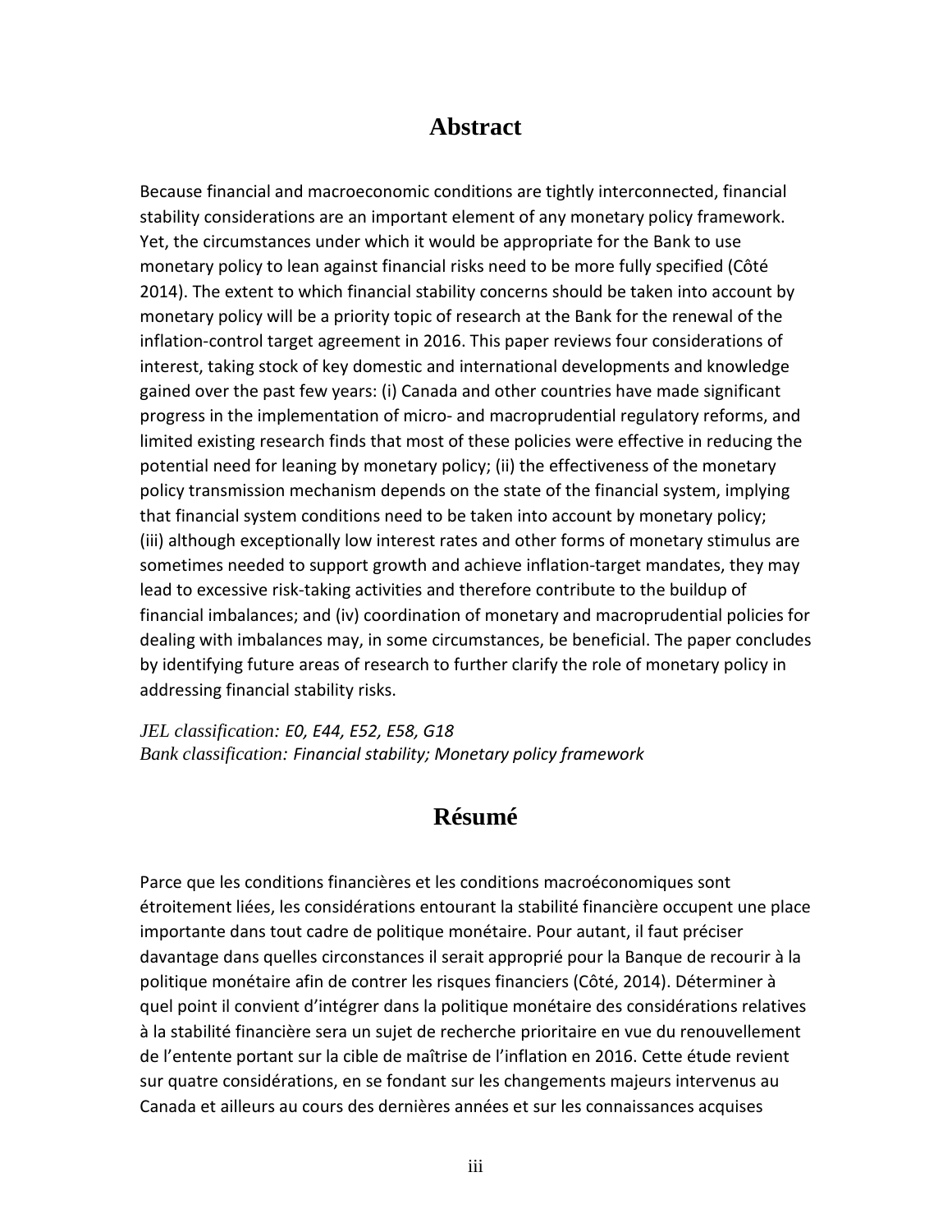## Abstract

Because financial and macroeconomic conditions are tightly interconnected, financial stability considerations are an important element of any monetary policy framework. Yet, the circumstances under which it would be appropriate for the Bank to use monetary policy to lean against financial risks need to be more fully specified (Côté 2014). The extent to which financial stability concerns should be taken into account by monetary policy will be a priority topic of research at the Bank for the renewal of the inflation-control target agreement in 2016. This paper reviews four considerations of interest, taking stock of key domestic and international developments and knowledge gained over the past few years: (i) Canada and other countries have made significant progress in the implementation of micro- and macroprudential regulatory reforms, and limited existing research finds that most of these policies were effective in reducing the potential need for leaning by monetary policy; (ii) the effectiveness of the monetary policy transmission mechanism depends on the state of the financial system, implying that financial system conditions need to be taken into account by monetary policy; (iii) although exceptionally low interest rates and other forms of monetary stimulus are sometimes needed to support growth and achieve inflation-target mandates, they may lead to excessive risk-taking activities and therefore contribute to the buildup of financial imbalances; and (iv) coordination of monetary and macroprudential policies for dealing with imbalances may, in some circumstances, be beneficial. The paper concludes by identifying future areas of research to further clarify the role of monetary policy in addressing financial stability risks.

*JEL classification: E0, E44, E52, E58, G18*
*Bank classification: Financial stability; Monetary policy framework*

## Résumé

Parce que les conditions financières et les conditions macroéconomiques sont étroitement liées, les considérations entourant la stabilité financière occupent une place importante dans tout cadre de politique monétaire. Pour autant, il faut préciser davantage dans quelles circonstances il serait approprié pour la Banque de recourir à la politique monétaire afin de contrer les risques financiers (Côté, 2014). Déterminer à quel point il convient d'intégrer dans la politique monétaire des considérations relatives à la stabilité financière sera un sujet de recherche prioritaire en vue du renouvellement de l'entente portant sur la cible de maîtrise de l'inflation en 2016. Cette étude revient sur quatre considérations, en se fondant sur les changements majeurs intervenus au Canada et ailleurs au cours des dernières années et sur les connaissances acquises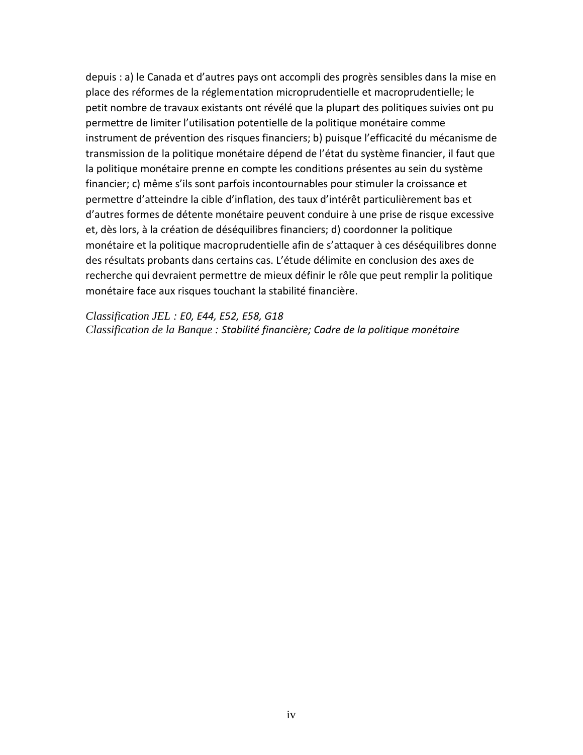depuis : a) le Canada et d’autres pays ont accompli des progrès sensibles dans la mise en place des réformes de la réglementation microprudentielle et macroprudentielle; le petit nombre de travaux existants ont révélé que la plupart des politiques suivies ont pu permettre de limiter l’utilisation potentielle de la politique monétaire comme instrument de prévention des risques financiers; b) puisque l’efficacité du mécanisme de transmission de la politique monétaire dépend de l’état du système financier, il faut que la politique monétaire prenne en compte les conditions présentes au sein du système financier; c) même s’ils sont parfois incontournables pour stimuler la croissance et permettre d’atteindre la cible d’inflation, des taux d’intérêt particulièrement bas et d’autres formes de détente monétaire peuvent conduire à une prise de risque excessive et, dès lors, à la création de déséquilibres financiers; d) coordonner la politique monétaire et la politique macroprudentielle afin de s’attaquer à ces déséquilibres donne des résultats probants dans certains cas. L’étude délimite en conclusion des axes de recherche qui devraient permettre de mieux définir le rôle que peut remplir la politique monétaire face aux risques touchant la stabilité financière.

*Classification JEL : E0, E44, E52, E58, G18*
*Classification de la Banque : Stabilité financière; Cadre de la politique monétaire*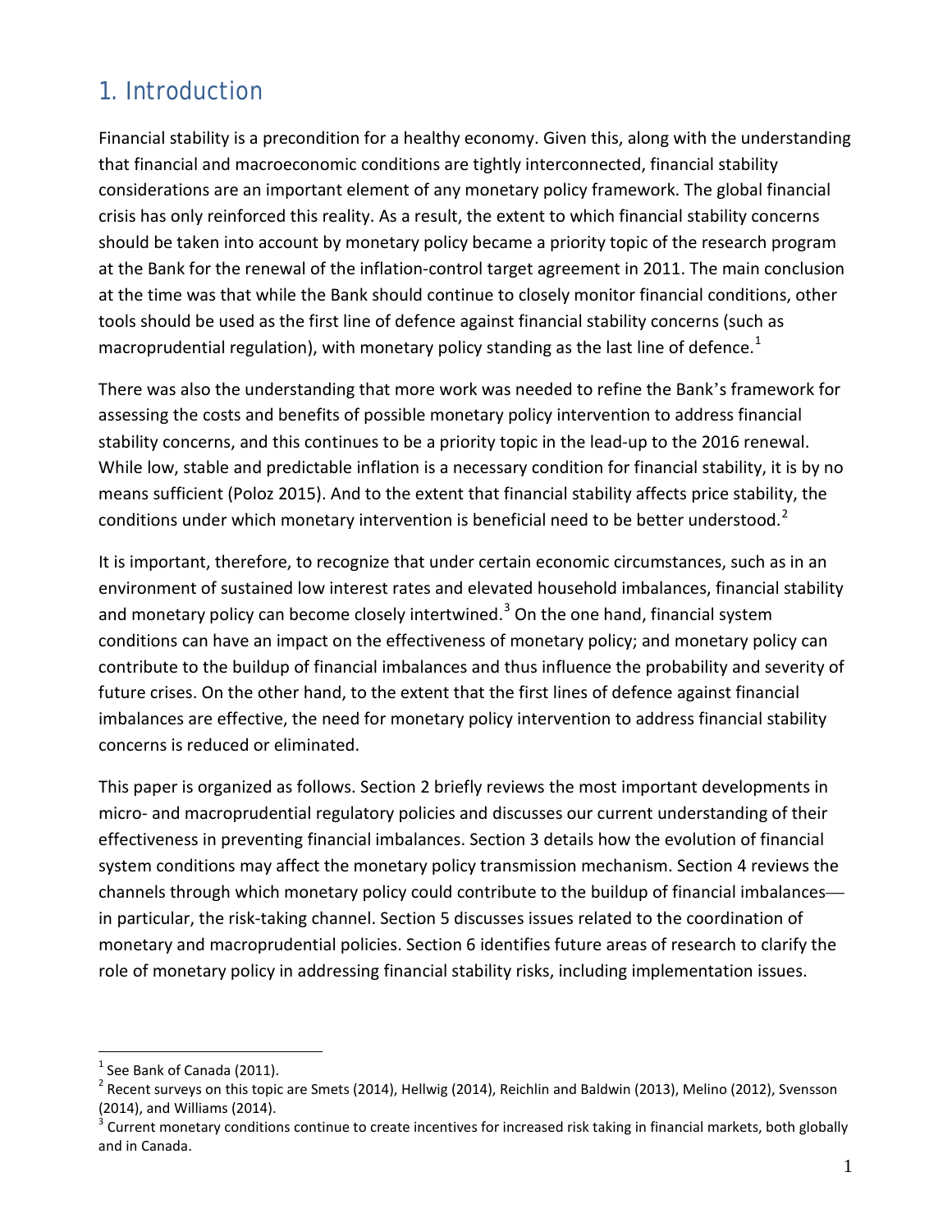## 1. Introduction

Financial stability is a precondition for a healthy economy. Given this, along with the understanding that financial and macroeconomic conditions are tightly interconnected, financial stability considerations are an important element of any monetary policy framework. The global financial crisis has only reinforced this reality. As a result, the extent to which financial stability concerns should be taken into account by monetary policy became a priority topic of the research program at the Bank for the renewal of the inflation-control target agreement in 2011. The main conclusion at the time was that while the Bank should continue to closely monitor financial conditions, other tools should be used as the first line of defence against financial stability concerns (such as macroprudential regulation), with monetary policy standing as the last line of defence.[1]

There was also the understanding that more work was needed to refine the Bank's framework for assessing the costs and benefits of possible monetary policy intervention to address financial stability concerns, and this continues to be a priority topic in the lead-up to the 2016 renewal. While low, stable and predictable inflation is a necessary condition for financial stability, it is by no means sufficient (Poloz 2015). And to the extent that financial stability affects price stability, the conditions under which monetary intervention is beneficial need to be better understood.[2]

It is important, therefore, to recognize that under certain economic circumstances, such as in an environment of sustained low interest rates and elevated household imbalances, financial stability and monetary policy can become closely intertwined.[3] On the one hand, financial system conditions can have an impact on the effectiveness of monetary policy; and monetary policy can contribute to the buildup of financial imbalances and thus influence the probability and severity of future crises. On the other hand, to the extent that the first lines of defence against financial imbalances are effective, the need for monetary policy intervention to address financial stability concerns is reduced or eliminated.

This paper is organized as follows. Section 2 briefly reviews the most important developments in micro- and macroprudential regulatory policies and discusses our current understanding of their effectiveness in preventing financial imbalances. Section 3 details how the evolution of financial system conditions may affect the monetary policy transmission mechanism. Section 4 reviews the channels through which monetary policy could contribute to the buildup of financial imbalances—in particular, the risk-taking channel. Section 5 discusses issues related to the coordination of monetary and macroprudential policies. Section 6 identifies future areas of research to clarify the role of monetary policy in addressing financial stability risks, including implementation issues.

---

[1] See Bank of Canada (2011).

[2] Recent surveys on this topic are Smets (2014), Hellwig (2014), Reichlin and Baldwin (2013), Melino (2012), Svensson (2014), and Williams (2014).

[3] Current monetary conditions continue to create incentives for increased risk taking in financial markets, both globally and in Canada.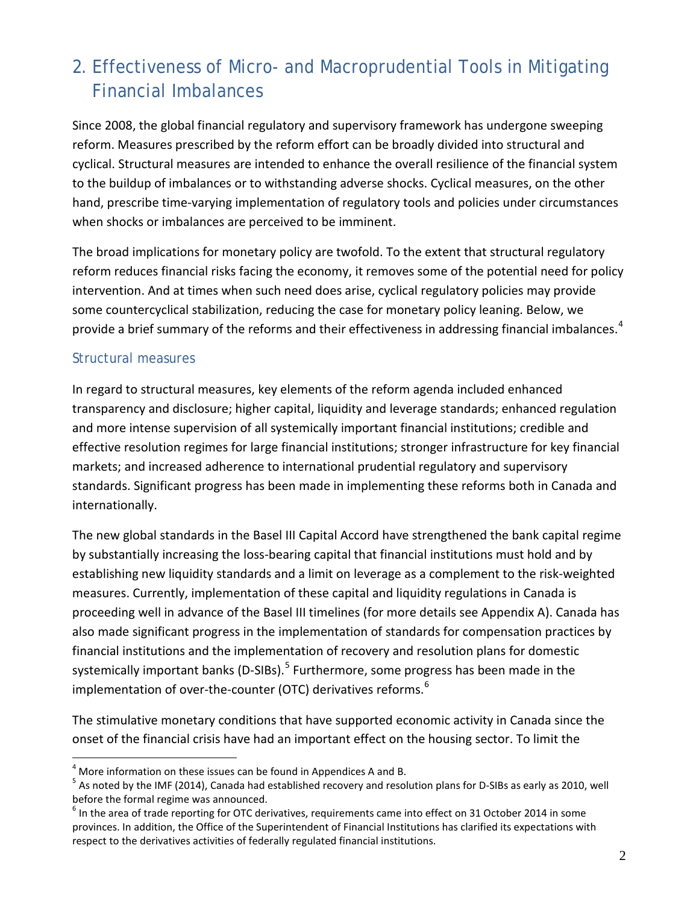## 2. Effectiveness of Micro- and Macroprudential Tools in Mitigating Financial Imbalances

Since 2008, the global financial regulatory and supervisory framework has undergone sweeping reform. Measures prescribed by the reform effort can be broadly divided into structural and cyclical. Structural measures are intended to enhance the overall resilience of the financial system to the buildup of imbalances or to withstanding adverse shocks. Cyclical measures, on the other hand, prescribe time-varying implementation of regulatory tools and policies under circumstances when shocks or imbalances are perceived to be imminent.

The broad implications for monetary policy are twofold. To the extent that structural regulatory reform reduces financial risks facing the economy, it removes some of the potential need for policy intervention. And at times when such need does arise, cyclical regulatory policies may provide some countercyclical stabilization, reducing the case for monetary policy leaning. Below, we provide a brief summary of the reforms and their effectiveness in addressing financial imbalances.[4]

### Structural measures

In regard to structural measures, key elements of the reform agenda included enhanced transparency and disclosure; higher capital, liquidity and leverage standards; enhanced regulation and more intense supervision of all systemically important financial institutions; credible and effective resolution regimes for large financial institutions; stronger infrastructure for key financial markets; and increased adherence to international prudential regulatory and supervisory standards. Significant progress has been made in implementing these reforms both in Canada and internationally.

The new global standards in the Basel III Capital Accord have strengthened the bank capital regime by substantially increasing the loss-bearing capital that financial institutions must hold and by establishing new liquidity standards and a limit on leverage as a complement to the risk-weighted measures. Currently, implementation of these capital and liquidity regulations in Canada is proceeding well in advance of the Basel III timelines (for more details see Appendix A). Canada has also made significant progress in the implementation of standards for compensation practices by financial institutions and the implementation of recovery and resolution plans for domestic systemically important banks (D-SIBs).[5] Furthermore, some progress has been made in the implementation of over-the-counter (OTC) derivatives reforms.[6]

The stimulative monetary conditions that have supported economic activity in Canada since the onset of the financial crisis have had an important effect on the housing sector. To limit the

---

[4] More information on these issues can be found in Appendices A and B.

[5] As noted by the IMF (2014), Canada had established recovery and resolution plans for D-SIBs as early as 2010, well before the formal regime was announced.

[6] In the area of trade reporting for OTC derivatives, requirements came into effect on 31 October 2014 in some provinces. In addition, the Office of the Superintendent of Financial Institutions has clarified its expectations with respect to the derivatives activities of federally regulated financial institutions.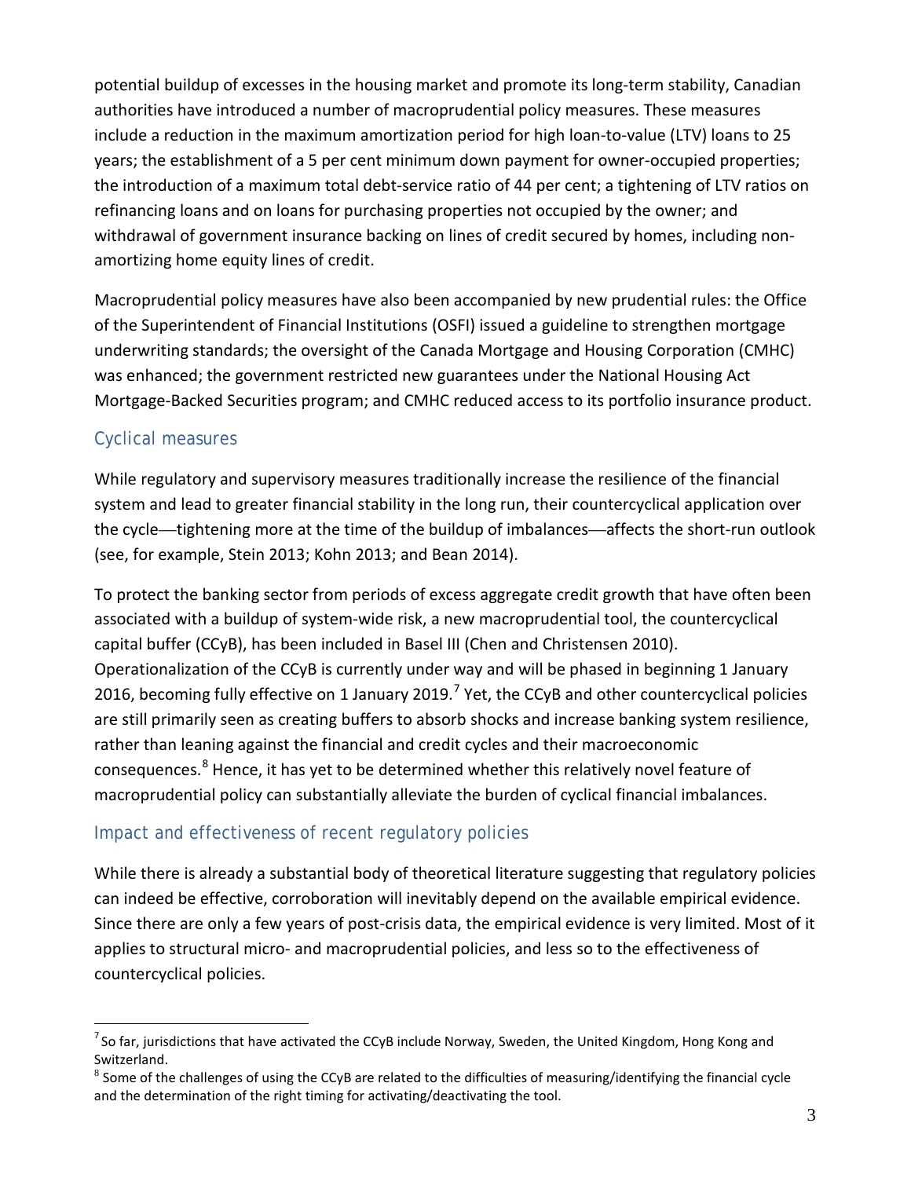potential buildup of excesses in the housing market and promote its long-term stability, Canadian authorities have introduced a number of macroprudential policy measures. These measures include a reduction in the maximum amortization period for high loan-to-value (LTV) loans to 25 years; the establishment of a 5 per cent minimum down payment for owner-occupied properties; the introduction of a maximum total debt-service ratio of 44 per cent; a tightening of LTV ratios on refinancing loans and on loans for purchasing properties not occupied by the owner; and withdrawal of government insurance backing on lines of credit secured by homes, including non-amortizing home equity lines of credit.

Macroprudential policy measures have also been accompanied by new prudential rules: the Office of the Superintendent of Financial Institutions (OSFI) issued a guideline to strengthen mortgage underwriting standards; the oversight of the Canada Mortgage and Housing Corporation (CMHC) was enhanced; the government restricted new guarantees under the National Housing Act Mortgage-Backed Securities program; and CMHC reduced access to its portfolio insurance product.

## Cyclical measures

While regulatory and supervisory measures traditionally increase the resilience of the financial system and lead to greater financial stability in the long run, their countercyclical application over the cycle—tightening more at the time of the buildup of imbalances—affects the short-run outlook (see, for example, Stein 2013; Kohn 2013; and Bean 2014).

To protect the banking sector from periods of excess aggregate credit growth that have often been associated with a buildup of system-wide risk, a new macroprudential tool, the countercyclical capital buffer (CCyB), has been included in Basel III (Chen and Christensen 2010). Operationalization of the CCyB is currently under way and will be phased in beginning 1 January 2016, becoming fully effective on 1 January 2019.[7] Yet, the CCyB and other countercyclical policies are still primarily seen as creating buffers to absorb shocks and increase banking system resilience, rather than leaning against the financial and credit cycles and their macroeconomic consequences.[8] Hence, it has yet to be determined whether this relatively novel feature of macroprudential policy can substantially alleviate the burden of cyclical financial imbalances.

## Impact and effectiveness of recent regulatory policies

While there is already a substantial body of theoretical literature suggesting that regulatory policies can indeed be effective, corroboration will inevitably depend on the available empirical evidence. Since there are only a few years of post-crisis data, the empirical evidence is very limited. Most of it applies to structural micro- and macroprudential policies, and less so to the effectiveness of countercyclical policies.

---

[7] So far, jurisdictions that have activated the CCyB include Norway, Sweden, the United Kingdom, Hong Kong and Switzerland.

[8] Some of the challenges of using the CCyB are related to the difficulties of measuring/identifying the financial cycle and the determination of the right timing for activating/deactivating the tool.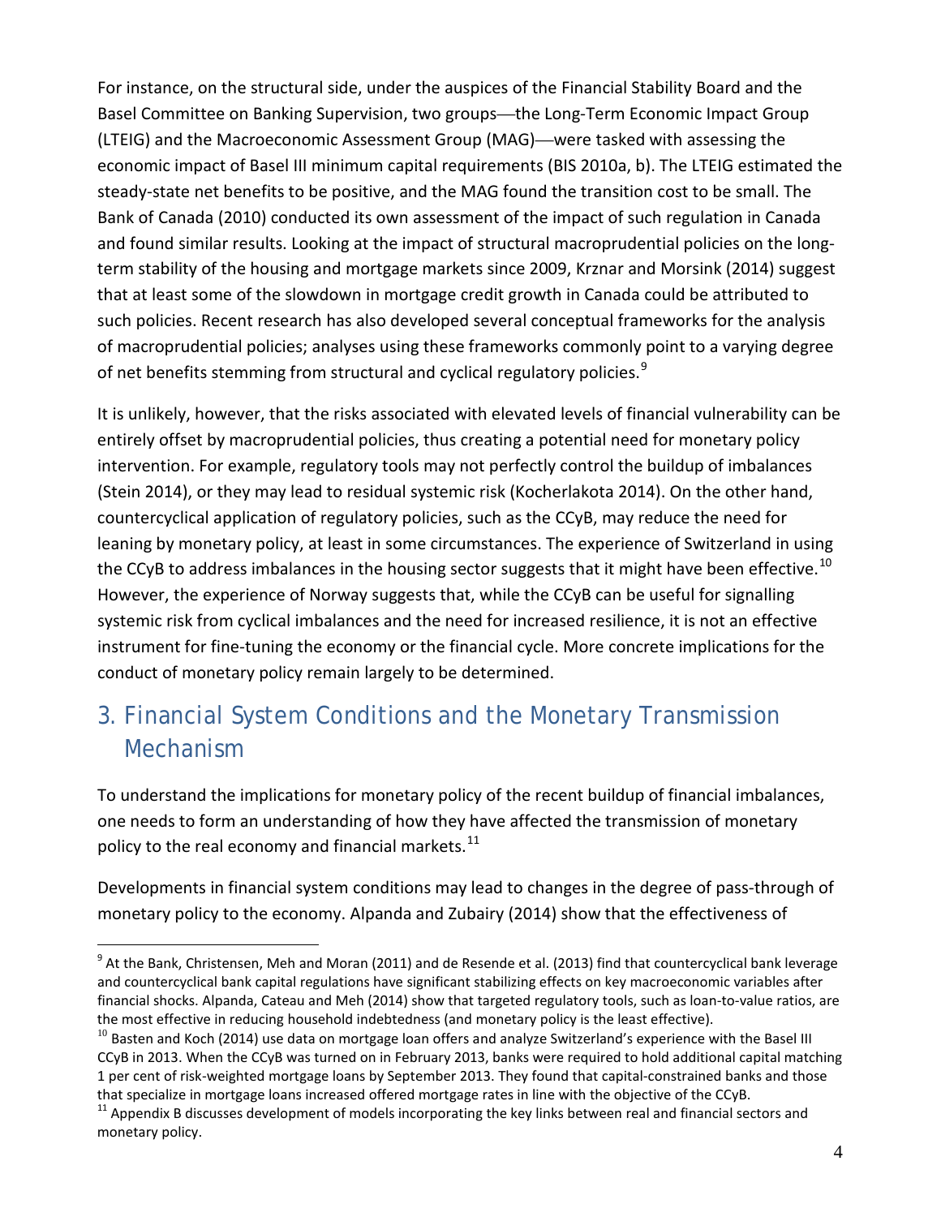For instance, on the structural side, under the auspices of the Financial Stability Board and the Basel Committee on Banking Supervision, two groups—the Long-Term Economic Impact Group (LTEIG) and the Macroeconomic Assessment Group (MAG)—were tasked with assessing the economic impact of Basel III minimum capital requirements (BIS 2010a, b). The LTEIG estimated the steady-state net benefits to be positive, and the MAG found the transition cost to be small. The Bank of Canada (2010) conducted its own assessment of the impact of such regulation in Canada and found similar results. Looking at the impact of structural macroprudential policies on the long-term stability of the housing and mortgage markets since 2009, Krznar and Morsink (2014) suggest that at least some of the slowdown in mortgage credit growth in Canada could be attributed to such policies. Recent research has also developed several conceptual frameworks for the analysis of macroprudential policies; analyses using these frameworks commonly point to a varying degree of net benefits stemming from structural and cyclical regulatory policies.[9]

It is unlikely, however, that the risks associated with elevated levels of financial vulnerability can be entirely offset by macroprudential policies, thus creating a potential need for monetary policy intervention. For example, regulatory tools may not perfectly control the buildup of imbalances (Stein 2014), or they may lead to residual systemic risk (Kocherlakota 2014). On the other hand, countercyclical application of regulatory policies, such as the CCyB, may reduce the need for leaning by monetary policy, at least in some circumstances. The experience of Switzerland in using the CCyB to address imbalances in the housing sector suggests that it might have been effective.[10] However, the experience of Norway suggests that, while the CCyB can be useful for signalling systemic risk from cyclical imbalances and the need for increased resilience, it is not an effective instrument for fine-tuning the economy or the financial cycle. More concrete implications for the conduct of monetary policy remain largely to be determined.

## 3. Financial System Conditions and the Monetary Transmission Mechanism

To understand the implications for monetary policy of the recent buildup of financial imbalances, one needs to form an understanding of how they have affected the transmission of monetary policy to the real economy and financial markets.[11]

Developments in financial system conditions may lead to changes in the degree of pass-through of monetary policy to the economy. Alpanda and Zubairy (2014) show that the effectiveness of

---

[9] At the Bank, Christensen, Meh and Moran (2011) and de Resende et al. (2013) find that countercyclical bank leverage and countercyclical bank capital regulations have significant stabilizing effects on key macroeconomic variables after financial shocks. Alpanda, Cateau and Meh (2014) show that targeted regulatory tools, such as loan-to-value ratios, are the most effective in reducing household indebtedness (and monetary policy is the least effective).

[10] Basten and Koch (2014) use data on mortgage loan offers and analyze Switzerland's experience with the Basel III CCyB in 2013. When the CCyB was turned on in February 2013, banks were required to hold additional capital matching 1 per cent of risk-weighted mortgage loans by September 2013. They found that capital-constrained banks and those that specialize in mortgage loans increased offered mortgage rates in line with the objective of the CCyB.

[11] Appendix B discusses development of models incorporating the key links between real and financial sectors and monetary policy.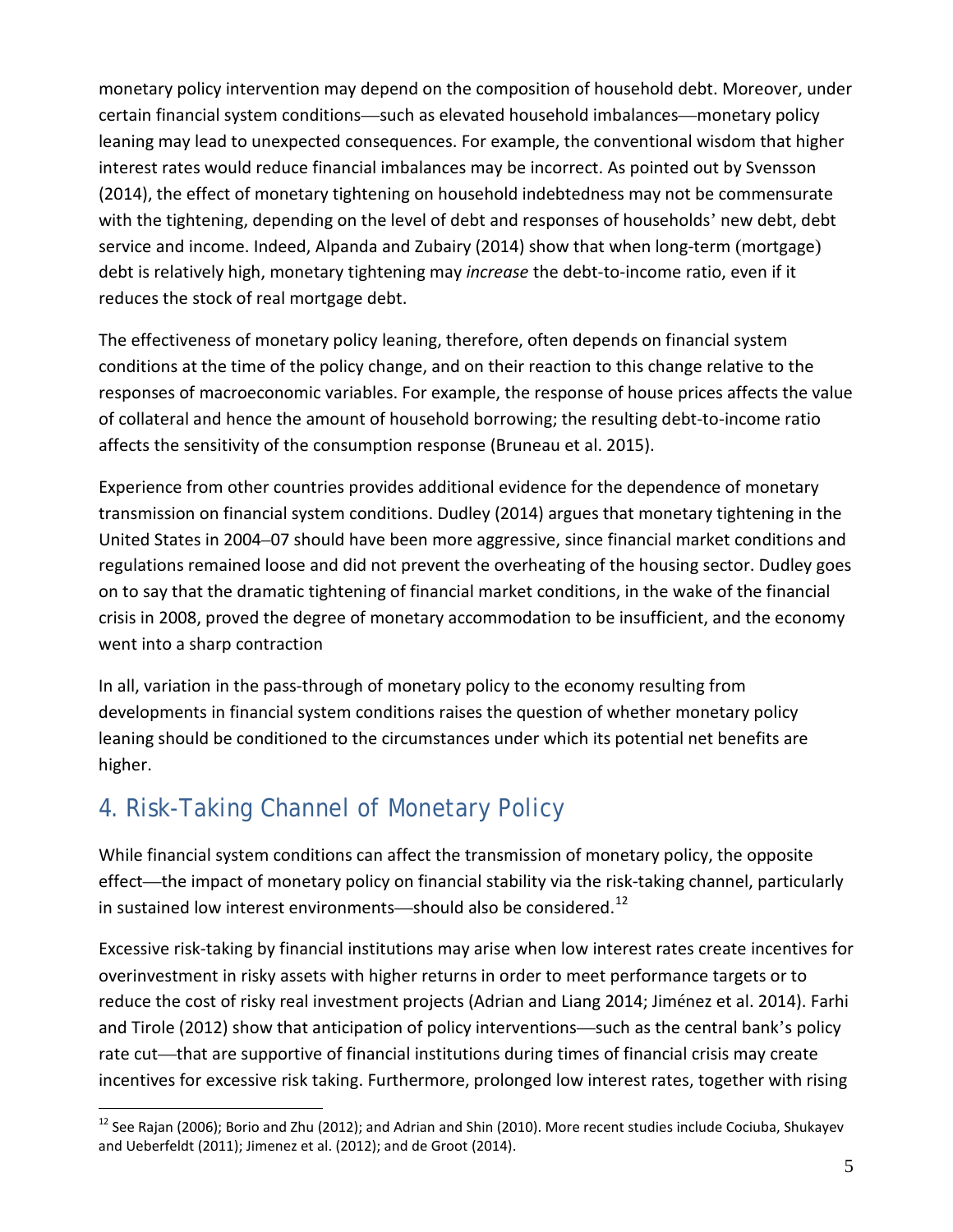monetary policy intervention may depend on the composition of household debt. Moreover, under certain financial system conditions—such as elevated household imbalances—monetary policy leaning may lead to unexpected consequences. For example, the conventional wisdom that higher interest rates would reduce financial imbalances may be incorrect. As pointed out by Svensson (2014), the effect of monetary tightening on household indebtedness may not be commensurate with the tightening, depending on the level of debt and responses of households' new debt, debt service and income. Indeed, Alpanda and Zubairy (2014) show that when long-term (mortgage) debt is relatively high, monetary tightening may *increase* the debt-to-income ratio, even if it reduces the stock of real mortgage debt.

The effectiveness of monetary policy leaning, therefore, often depends on financial system conditions at the time of the policy change, and on their reaction to this change relative to the responses of macroeconomic variables. For example, the response of house prices affects the value of collateral and hence the amount of household borrowing; the resulting debt-to-income ratio affects the sensitivity of the consumption response (Bruneau et al. 2015).

Experience from other countries provides additional evidence for the dependence of monetary transmission on financial system conditions. Dudley (2014) argues that monetary tightening in the United States in 2004–07 should have been more aggressive, since financial market conditions and regulations remained loose and did not prevent the overheating of the housing sector. Dudley goes on to say that the dramatic tightening of financial market conditions, in the wake of the financial crisis in 2008, proved the degree of monetary accommodation to be insufficient, and the economy went into a sharp contraction

In all, variation in the pass-through of monetary policy to the economy resulting from developments in financial system conditions raises the question of whether monetary policy leaning should be conditioned to the circumstances under which its potential net benefits are higher.

## 4. Risk-Taking Channel of Monetary Policy

While financial system conditions can affect the transmission of monetary policy, the opposite effect—the impact of monetary policy on financial stability via the risk-taking channel, particularly in sustained low interest environments—should also be considered.[12]

Excessive risk-taking by financial institutions may arise when low interest rates create incentives for overinvestment in risky assets with higher returns in order to meet performance targets or to reduce the cost of risky real investment projects (Adrian and Liang 2014; Jiménez et al. 2014). Farhi and Tirole (2012) show that anticipation of policy interventions—such as the central bank's policy rate cut—that are supportive of financial institutions during times of financial crisis may create incentives for excessive risk taking. Furthermore, prolonged low interest rates, together with rising

[12] See Rajan (2006); Borio and Zhu (2012); and Adrian and Shin (2010). More recent studies include Cociuba, Shukayev and Ueberfeldt (2011); Jimenez et al. (2012); and de Groot (2014).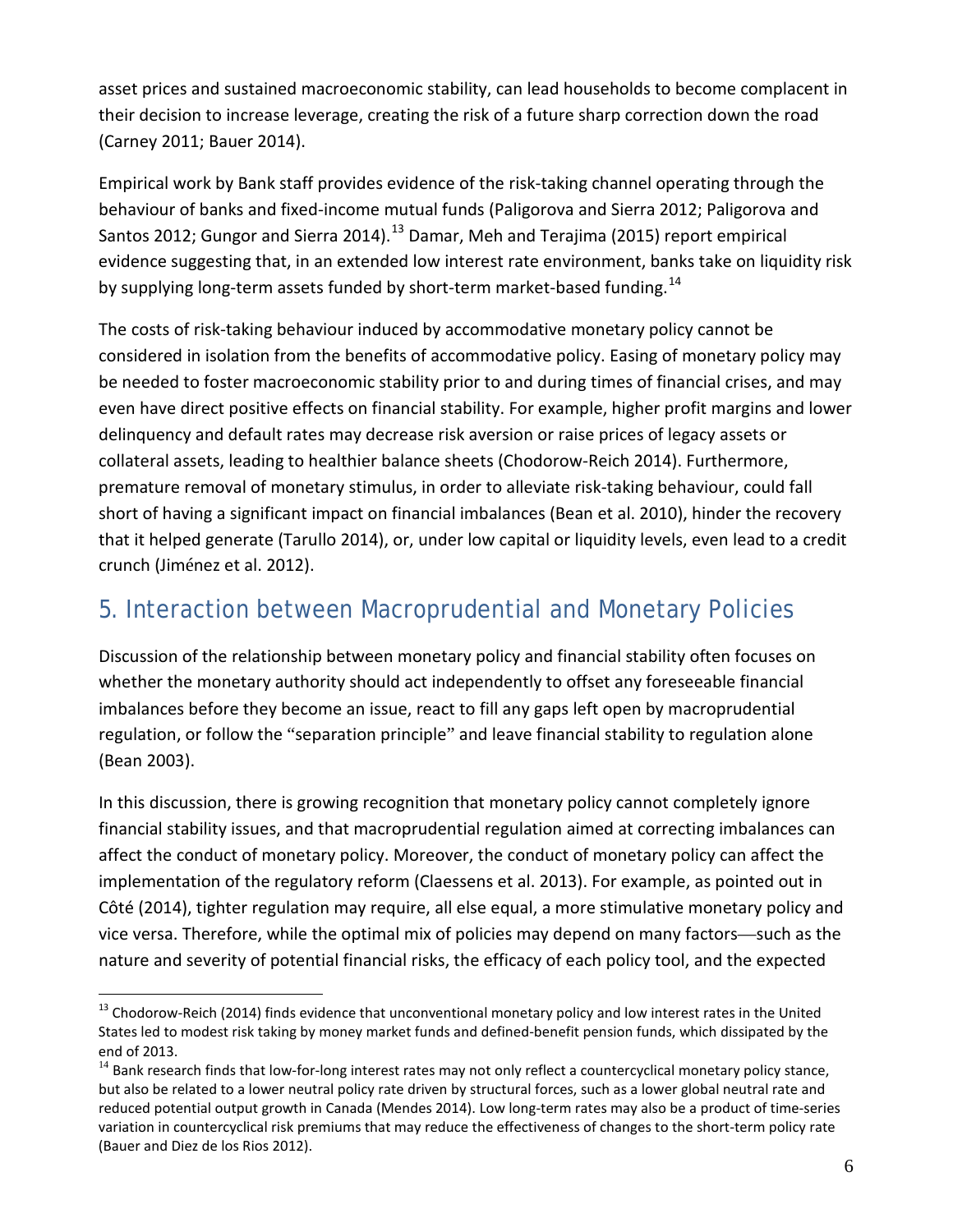asset prices and sustained macroeconomic stability, can lead households to become complacent in their decision to increase leverage, creating the risk of a future sharp correction down the road (Carney 2011; Bauer 2014).

Empirical work by Bank staff provides evidence of the risk-taking channel operating through the behaviour of banks and fixed-income mutual funds (Paligorova and Sierra 2012; Paligorova and Santos 2012; Gungor and Sierra 2014).[13] Damar, Meh and Terajima (2015) report empirical evidence suggesting that, in an extended low interest rate environment, banks take on liquidity risk by supplying long-term assets funded by short-term market-based funding.[14]

The costs of risk-taking behaviour induced by accommodative monetary policy cannot be considered in isolation from the benefits of accommodative policy. Easing of monetary policy may be needed to foster macroeconomic stability prior to and during times of financial crises, and may even have direct positive effects on financial stability. For example, higher profit margins and lower delinquency and default rates may decrease risk aversion or raise prices of legacy assets or collateral assets, leading to healthier balance sheets (Chodorow-Reich 2014). Furthermore, premature removal of monetary stimulus, in order to alleviate risk-taking behaviour, could fall short of having a significant impact on financial imbalances (Bean et al. 2010), hinder the recovery that it helped generate (Tarullo 2014), or, under low capital or liquidity levels, even lead to a credit crunch (Jiménez et al. 2012).

## 5. Interaction between Macroprudential and Monetary Policies

Discussion of the relationship between monetary policy and financial stability often focuses on whether the monetary authority should act independently to offset any foreseeable financial imbalances before they become an issue, react to fill any gaps left open by macroprudential regulation, or follow the "separation principle" and leave financial stability to regulation alone (Bean 2003).

In this discussion, there is growing recognition that monetary policy cannot completely ignore financial stability issues, and that macroprudential regulation aimed at correcting imbalances can affect the conduct of monetary policy. Moreover, the conduct of monetary policy can affect the implementation of the regulatory reform (Claessens et al. 2013). For example, as pointed out in Côté (2014), tighter regulation may require, all else equal, a more stimulative monetary policy and vice versa. Therefore, while the optimal mix of policies may depend on many factors—such as the nature and severity of potential financial risks, the efficacy of each policy tool, and the expected

---

[13] Chodorow-Reich (2014) finds evidence that unconventional monetary policy and low interest rates in the United States led to modest risk taking by money market funds and defined-benefit pension funds, which dissipated by the end of 2013.

[14] Bank research finds that low-for-long interest rates may not only reflect a countercyclical monetary policy stance, but also be related to a lower neutral policy rate driven by structural forces, such as a lower global neutral rate and reduced potential output growth in Canada (Mendes 2014). Low long-term rates may also be a product of time-series variation in countercyclical risk premiums that may reduce the effectiveness of changes to the short-term policy rate (Bauer and Diez de los Rios 2012).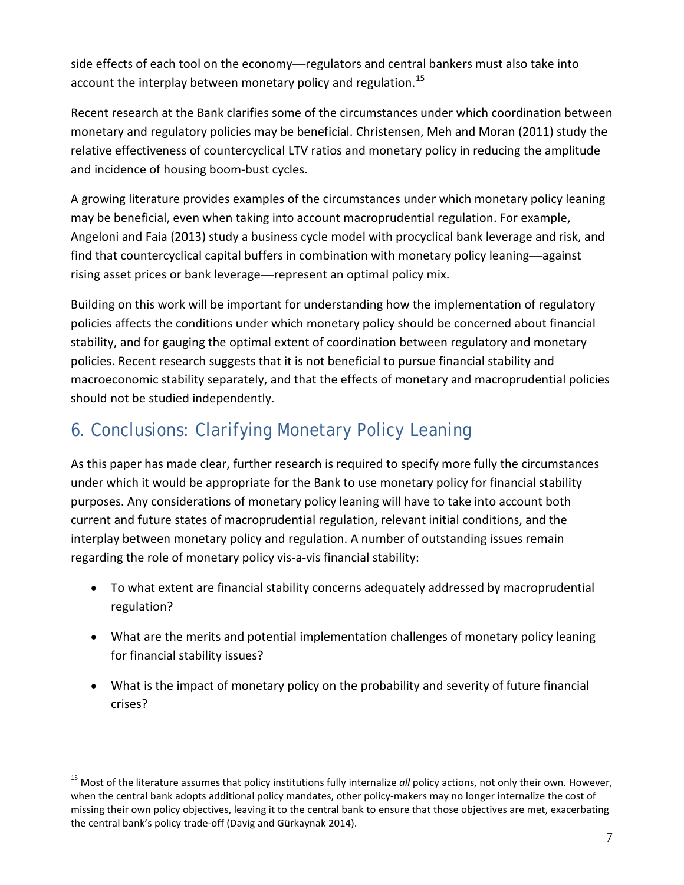side effects of each tool on the economy—regulators and central bankers must also take into account the interplay between monetary policy and regulation.[15]

Recent research at the Bank clarifies some of the circumstances under which coordination between monetary and regulatory policies may be beneficial. Christensen, Meh and Moran (2011) study the relative effectiveness of countercyclical LTV ratios and monetary policy in reducing the amplitude and incidence of housing boom-bust cycles.

A growing literature provides examples of the circumstances under which monetary policy leaning may be beneficial, even when taking into account macroprudential regulation. For example, Angeloni and Faia (2013) study a business cycle model with procyclical bank leverage and risk, and find that countercyclical capital buffers in combination with monetary policy leaning—against rising asset prices or bank leverage—represent an optimal policy mix.

Building on this work will be important for understanding how the implementation of regulatory policies affects the conditions under which monetary policy should be concerned about financial stability, and for gauging the optimal extent of coordination between regulatory and monetary policies. Recent research suggests that it is not beneficial to pursue financial stability and macroeconomic stability separately, and that the effects of monetary and macroprudential policies should not be studied independently.

## 6. Conclusions: Clarifying Monetary Policy Leaning

As this paper has made clear, further research is required to specify more fully the circumstances under which it would be appropriate for the Bank to use monetary policy for financial stability purposes. Any considerations of monetary policy leaning will have to take into account both current and future states of macroprudential regulation, relevant initial conditions, and the interplay between monetary policy and regulation. A number of outstanding issues remain regarding the role of monetary policy vis-a-vis financial stability:

- To what extent are financial stability concerns adequately addressed by macroprudential regulation?
- What are the merits and potential implementation challenges of monetary policy leaning for financial stability issues?
- What is the impact of monetary policy on the probability and severity of future financial crises?

[15] Most of the literature assumes that policy institutions fully internalize *all* policy actions, not only their own. However, when the central bank adopts additional policy mandates, other policy-makers may no longer internalize the cost of missing their own policy objectives, leaving it to the central bank to ensure that those objectives are met, exacerbating the central bank's policy trade-off (Davig and Gürkaynak 2014).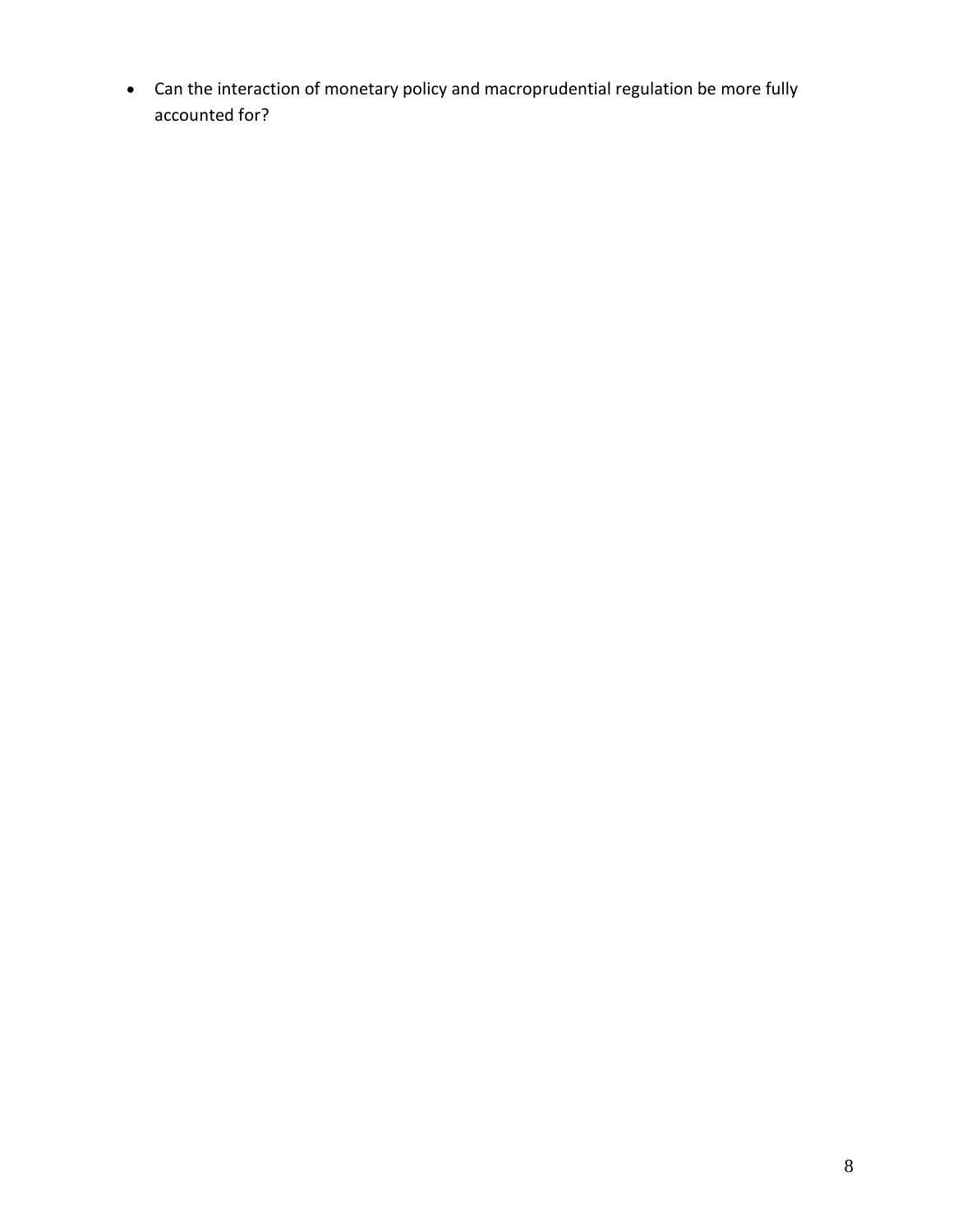- Can the interaction of monetary policy and macroprudential regulation be more fully accounted for?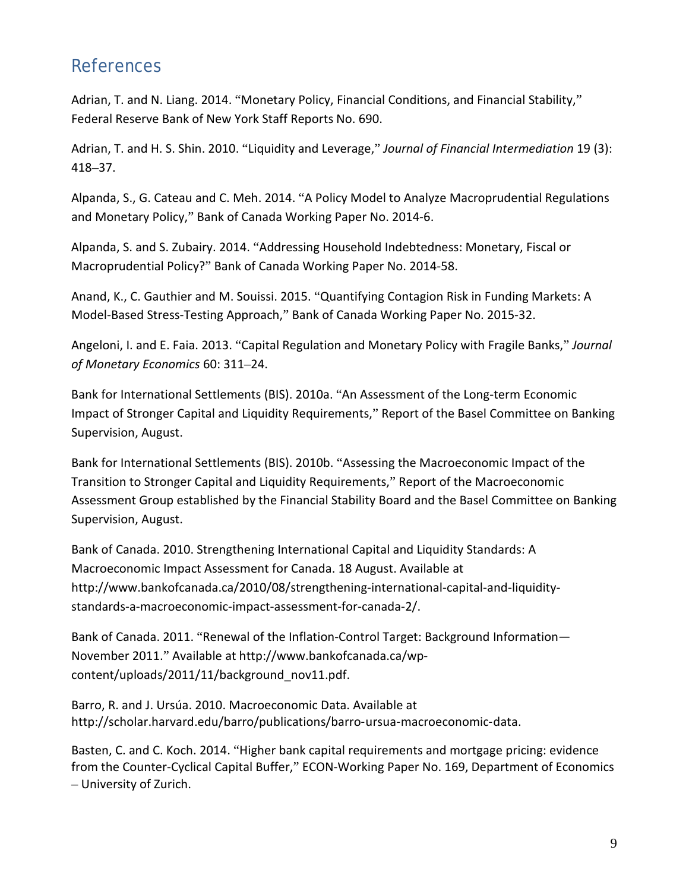## References

Adrian, T. and N. Liang. 2014. "Monetary Policy, Financial Conditions, and Financial Stability," Federal Reserve Bank of New York Staff Reports No. 690.

Adrian, T. and H. S. Shin. 2010. "Liquidity and Leverage," *Journal of Financial Intermediation* 19 (3): 418–37.

Alpanda, S., G. Cateau and C. Meh. 2014. "A Policy Model to Analyze Macroprudential Regulations and Monetary Policy," Bank of Canada Working Paper No. 2014-6.

Alpanda, S. and S. Zubairy. 2014. "Addressing Household Indebtedness: Monetary, Fiscal or Macroprudential Policy?" Bank of Canada Working Paper No. 2014-58.

Anand, K., C. Gauthier and M. Souissi. 2015. "Quantifying Contagion Risk in Funding Markets: A Model-Based Stress-Testing Approach," Bank of Canada Working Paper No. 2015-32.

Angeloni, I. and E. Faia. 2013. "Capital Regulation and Monetary Policy with Fragile Banks," *Journal of Monetary Economics* 60: 311–24.

Bank for International Settlements (BIS). 2010a. "An Assessment of the Long-term Economic Impact of Stronger Capital and Liquidity Requirements," Report of the Basel Committee on Banking Supervision, August.

Bank for International Settlements (BIS). 2010b. "Assessing the Macroeconomic Impact of the Transition to Stronger Capital and Liquidity Requirements," Report of the Macroeconomic Assessment Group established by the Financial Stability Board and the Basel Committee on Banking Supervision, August.

Bank of Canada. 2010. Strengthening International Capital and Liquidity Standards: A Macroeconomic Impact Assessment for Canada. 18 August. Available at http://www.bankofcanada.ca/2010/08/strengthening-international-capital-and-liquidity-standards-a-macroeconomic-impact-assessment-for-canada-2/.

Bank of Canada. 2011. "Renewal of the Inflation-Control Target: Background Information—November 2011." Available at http://www.bankofcanada.ca/wp-content/uploads/2011/11/background_nov11.pdf.

Barro, R. and J. Ursúa. 2010. Macroeconomic Data. Available at http://scholar.harvard.edu/barro/publications/barro-ursua-macroeconomic-data.

Basten, C. and C. Koch. 2014. "Higher bank capital requirements and mortgage pricing: evidence from the Counter-Cyclical Capital Buffer," ECON-Working Paper No. 169, Department of Economics – University of Zurich.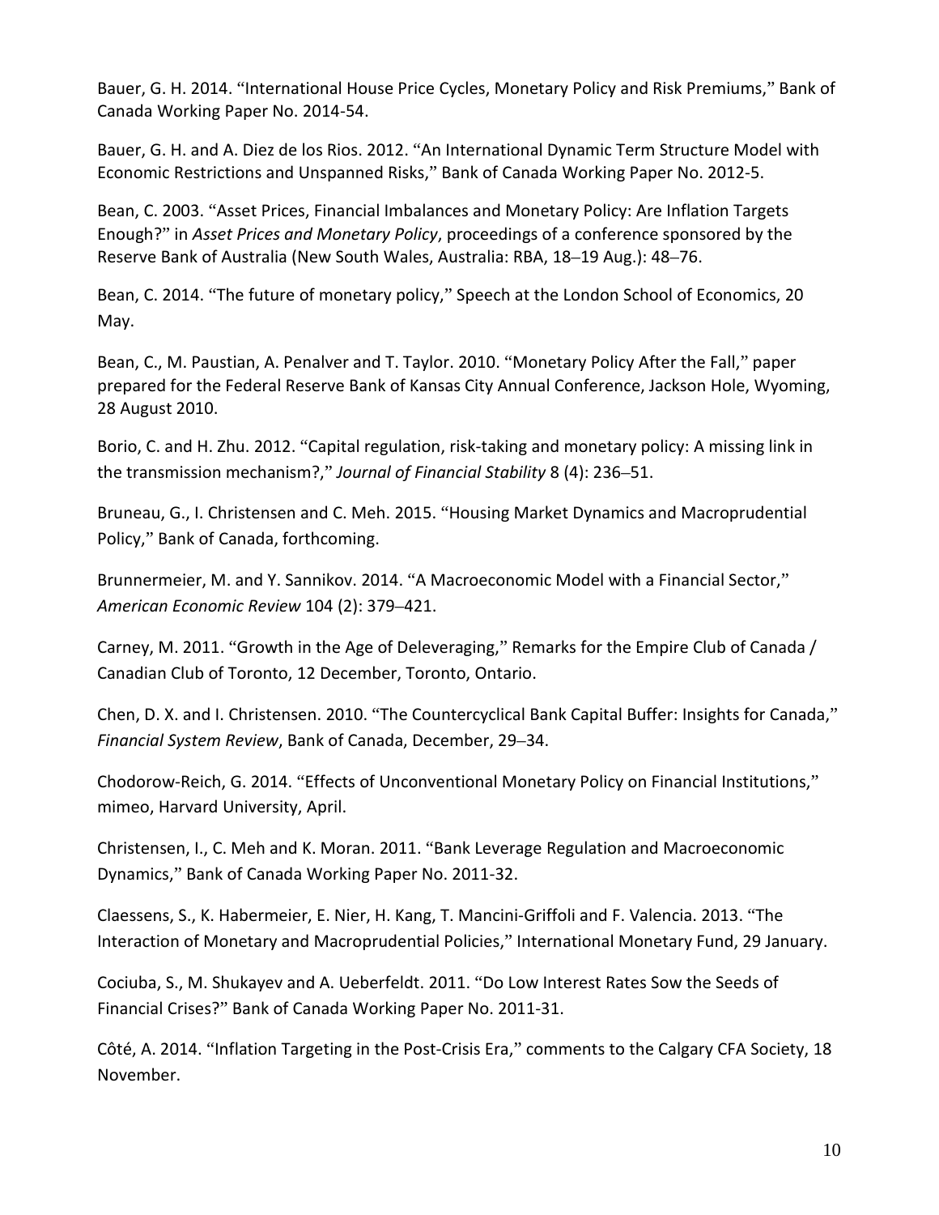Bauer, G. H. 2014. "International House Price Cycles, Monetary Policy and Risk Premiums," Bank of Canada Working Paper No. 2014-54.

Bauer, G. H. and A. Diez de los Rios. 2012. "An International Dynamic Term Structure Model with Economic Restrictions and Unspanned Risks," Bank of Canada Working Paper No. 2012-5.

Bean, C. 2003. "Asset Prices, Financial Imbalances and Monetary Policy: Are Inflation Targets Enough?" in *Asset Prices and Monetary Policy*, proceedings of a conference sponsored by the Reserve Bank of Australia (New South Wales, Australia: RBA, 18–19 Aug.): 48–76.

Bean, C. 2014. "The future of monetary policy," Speech at the London School of Economics, 20 May.

Bean, C., M. Paustian, A. Penalver and T. Taylor. 2010. "Monetary Policy After the Fall," paper prepared for the Federal Reserve Bank of Kansas City Annual Conference, Jackson Hole, Wyoming, 28 August 2010.

Borio, C. and H. Zhu. 2012. "Capital regulation, risk-taking and monetary policy: A missing link in the transmission mechanism?," *Journal of Financial Stability* 8 (4): 236–51.

Bruneau, G., I. Christensen and C. Meh. 2015. "Housing Market Dynamics and Macroprudential Policy," Bank of Canada, forthcoming.

Brunnermeier, M. and Y. Sannikov. 2014. "A Macroeconomic Model with a Financial Sector," *American Economic Review* 104 (2): 379–421.

Carney, M. 2011. "Growth in the Age of Deleveraging," Remarks for the Empire Club of Canada / Canadian Club of Toronto, 12 December, Toronto, Ontario.

Chen, D. X. and I. Christensen. 2010. "The Countercyclical Bank Capital Buffer: Insights for Canada," *Financial System Review*, Bank of Canada, December, 29–34.

Chodorow-Reich, G. 2014. "Effects of Unconventional Monetary Policy on Financial Institutions," mimeo, Harvard University, April.

Christensen, I., C. Meh and K. Moran. 2011. "Bank Leverage Regulation and Macroeconomic Dynamics," Bank of Canada Working Paper No. 2011-32.

Claessens, S., K. Habermeier, E. Nier, H. Kang, T. Mancini-Griffoli and F. Valencia. 2013. "The Interaction of Monetary and Macroprudential Policies," International Monetary Fund, 29 January.

Cociuba, S., M. Shukayev and A. Ueberfeldt. 2011. "Do Low Interest Rates Sow the Seeds of Financial Crises?" Bank of Canada Working Paper No. 2011-31.

Côté, A. 2014. "Inflation Targeting in the Post-Crisis Era," comments to the Calgary CFA Society, 18 November.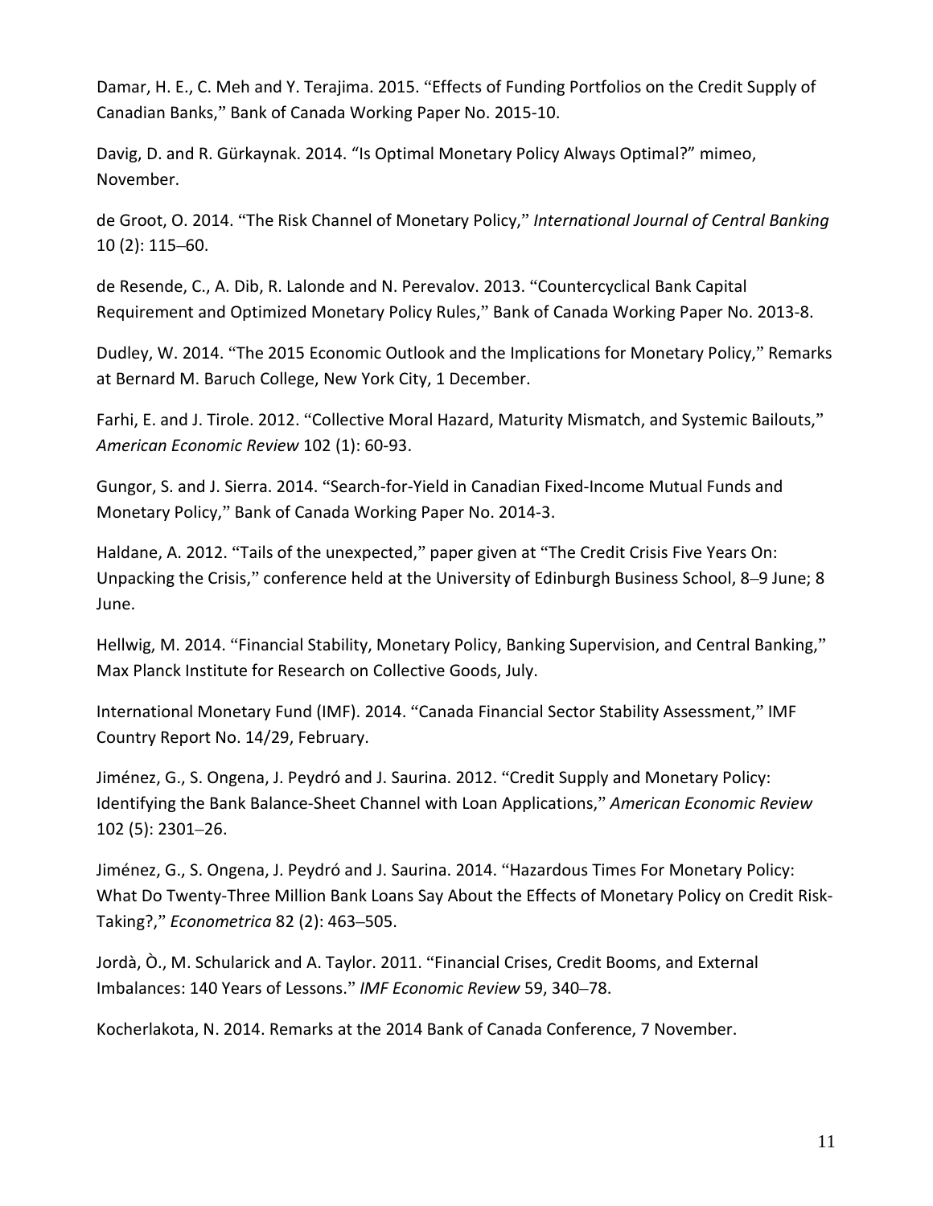Damar, H. E., C. Meh and Y. Terajima. 2015. "Effects of Funding Portfolios on the Credit Supply of Canadian Banks," Bank of Canada Working Paper No. 2015-10.

Davig, D. and R. Gürkaynak. 2014. "Is Optimal Monetary Policy Always Optimal?" mimeo, November.

de Groot, O. 2014. "The Risk Channel of Monetary Policy," *International Journal of Central Banking* 10 (2): 115–60.

de Resende, C., A. Dib, R. Lalonde and N. Perevalov. 2013. "Countercyclical Bank Capital Requirement and Optimized Monetary Policy Rules," Bank of Canada Working Paper No. 2013-8.

Dudley, W. 2014. "The 2015 Economic Outlook and the Implications for Monetary Policy," Remarks at Bernard M. Baruch College, New York City, 1 December.

Farhi, E. and J. Tirole. 2012. "Collective Moral Hazard, Maturity Mismatch, and Systemic Bailouts," *American Economic Review* 102 (1): 60-93.

Gungor, S. and J. Sierra. 2014. "Search-for-Yield in Canadian Fixed-Income Mutual Funds and Monetary Policy," Bank of Canada Working Paper No. 2014-3.

Haldane, A. 2012. "Tails of the unexpected," paper given at "The Credit Crisis Five Years On: Unpacking the Crisis," conference held at the University of Edinburgh Business School, 8–9 June; 8 June.

Hellwig, M. 2014. "Financial Stability, Monetary Policy, Banking Supervision, and Central Banking," Max Planck Institute for Research on Collective Goods, July.

International Monetary Fund (IMF). 2014. "Canada Financial Sector Stability Assessment," IMF Country Report No. 14/29, February.

Jiménez, G., S. Ongena, J. Peydró and J. Saurina. 2012. "Credit Supply and Monetary Policy: Identifying the Bank Balance-Sheet Channel with Loan Applications," *American Economic Review* 102 (5): 2301–26.

Jiménez, G., S. Ongena, J. Peydró and J. Saurina. 2014. "Hazardous Times For Monetary Policy: What Do Twenty-Three Million Bank Loans Say About the Effects of Monetary Policy on Credit Risk-Taking?," *Econometrica* 82 (2): 463–505.

Jordà, Ò., M. Schularick and A. Taylor. 2011. "Financial Crises, Credit Booms, and External Imbalances: 140 Years of Lessons." *IMF Economic Review* 59, 340–78.

Kocherlakota, N. 2014. Remarks at the 2014 Bank of Canada Conference, 7 November.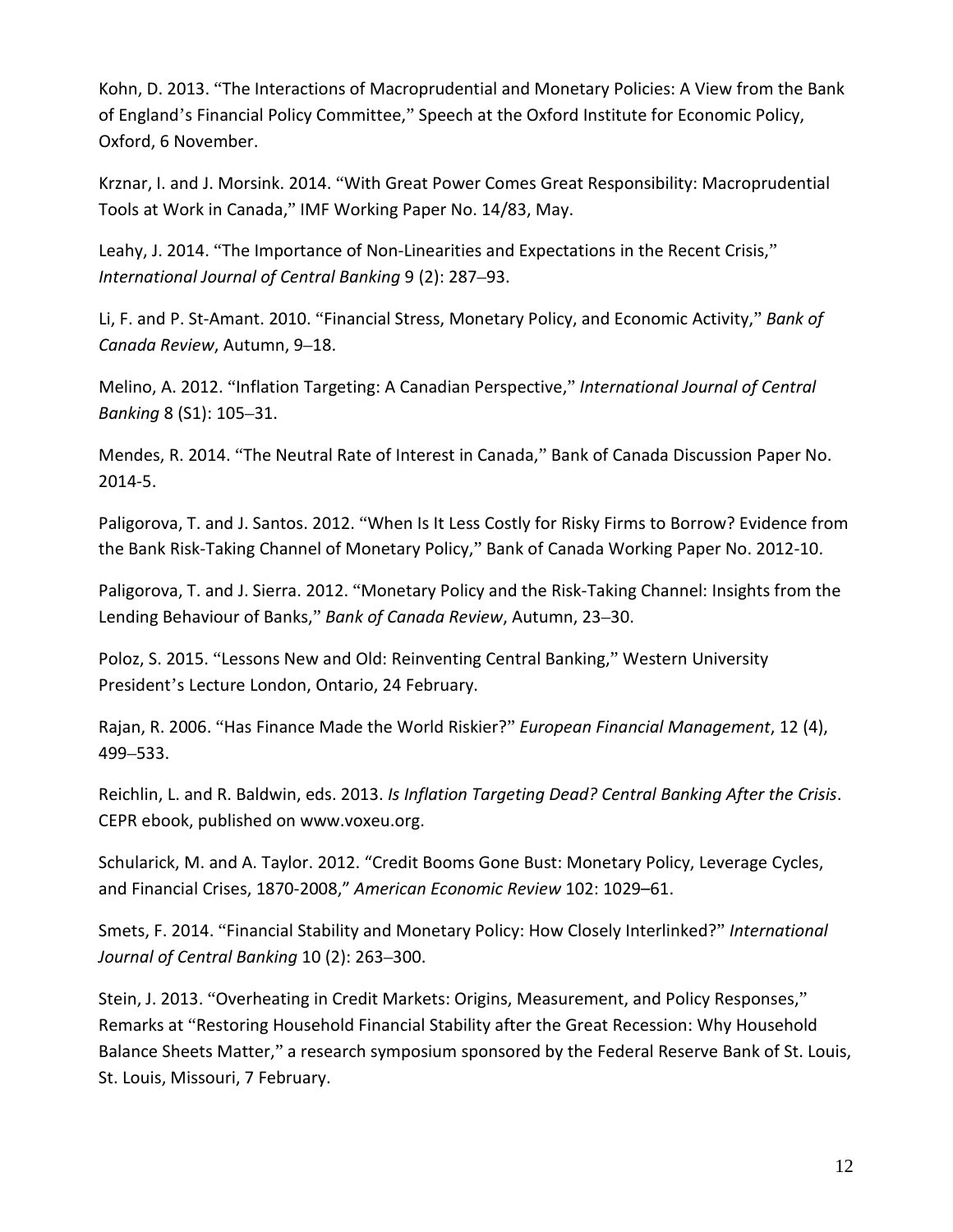Kohn, D. 2013. “The Interactions of Macroprudential and Monetary Policies: A View from the Bank of England’s Financial Policy Committee,” Speech at the Oxford Institute for Economic Policy, Oxford, 6 November.

Krznar, I. and J. Morsink. 2014. “With Great Power Comes Great Responsibility: Macroprudential Tools at Work in Canada,” IMF Working Paper No. 14/83, May.

Leahy, J. 2014. “The Importance of Non-Linearities and Expectations in the Recent Crisis,” *International Journal of Central Banking* 9 (2): 287–93.

Li, F. and P. St-Amant. 2010. “Financial Stress, Monetary Policy, and Economic Activity,” *Bank of Canada Review*, Autumn, 9–18.

Melino, A. 2012. “Inflation Targeting: A Canadian Perspective,” *International Journal of Central Banking* 8 (S1): 105–31.

Mendes, R. 2014. “The Neutral Rate of Interest in Canada,” Bank of Canada Discussion Paper No. 2014-5.

Paligorova, T. and J. Santos. 2012. “When Is It Less Costly for Risky Firms to Borrow? Evidence from the Bank Risk-Taking Channel of Monetary Policy,” Bank of Canada Working Paper No. 2012-10.

Paligorova, T. and J. Sierra. 2012. “Monetary Policy and the Risk-Taking Channel: Insights from the Lending Behaviour of Banks,” *Bank of Canada Review*, Autumn, 23–30.

Poloz, S. 2015. “Lessons New and Old: Reinventing Central Banking,” Western University President’s Lecture London, Ontario, 24 February.

Rajan, R. 2006. “Has Finance Made the World Riskier?” *European Financial Management*, 12 (4), 499–533.

Reichlin, L. and R. Baldwin, eds. 2013. *Is Inflation Targeting Dead? Central Banking After the Crisis*. CEPR ebook, published on www.voxeu.org.

Schularick, M. and A. Taylor. 2012. “Credit Booms Gone Bust: Monetary Policy, Leverage Cycles, and Financial Crises, 1870-2008,” *American Economic Review* 102: 1029–61.

Smets, F. 2014. “Financial Stability and Monetary Policy: How Closely Interlinked?” *International Journal of Central Banking* 10 (2): 263–300.

Stein, J. 2013. “Overheating in Credit Markets: Origins, Measurement, and Policy Responses,” Remarks at “Restoring Household Financial Stability after the Great Recession: Why Household Balance Sheets Matter,” a research symposium sponsored by the Federal Reserve Bank of St. Louis, St. Louis, Missouri, 7 February.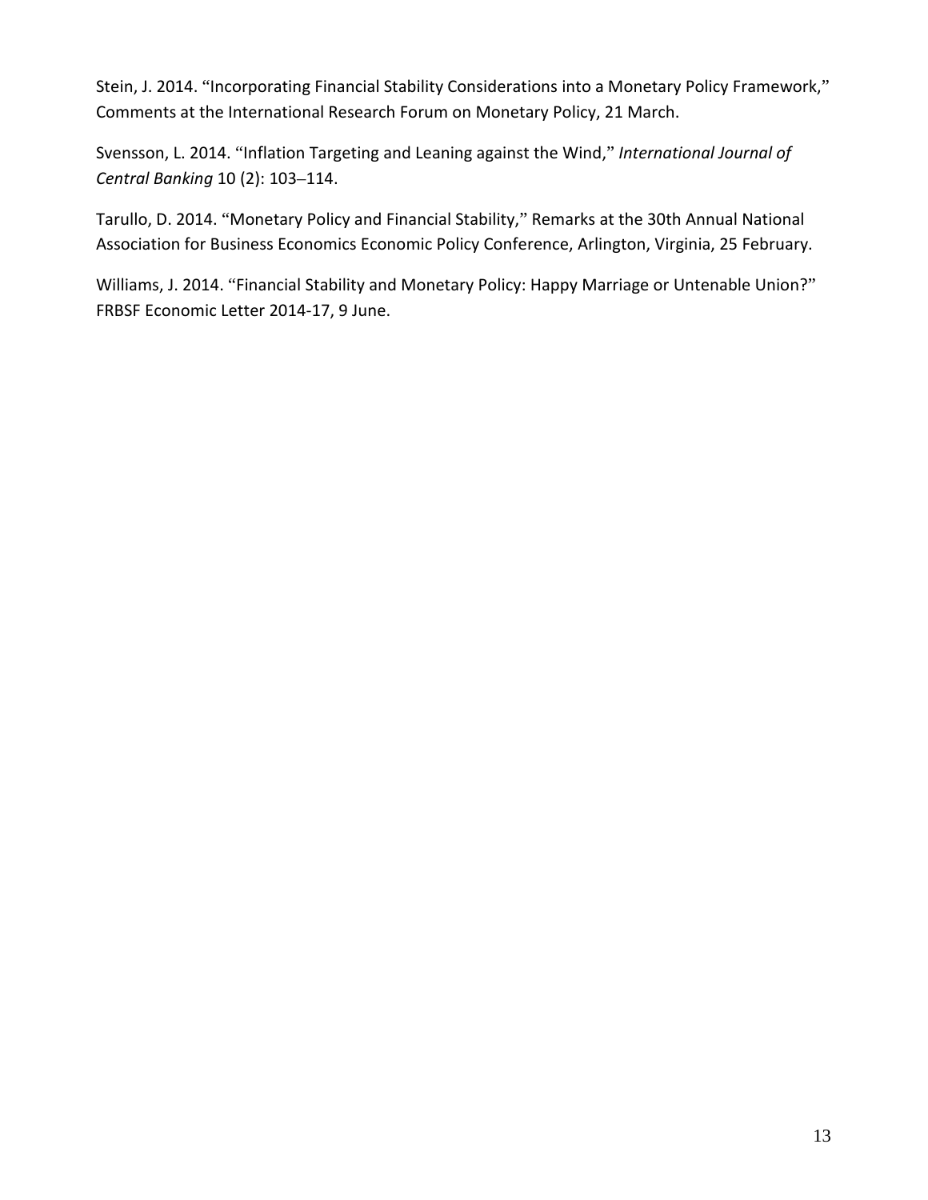Stein, J. 2014. "Incorporating Financial Stability Considerations into a Monetary Policy Framework," Comments at the International Research Forum on Monetary Policy, 21 March.

Svensson, L. 2014. "Inflation Targeting and Leaning against the Wind," *International Journal of Central Banking* 10 (2): 103–114.

Tarullo, D. 2014. "Monetary Policy and Financial Stability," Remarks at the 30th Annual National Association for Business Economics Economic Policy Conference, Arlington, Virginia, 25 February.

Williams, J. 2014. "Financial Stability and Monetary Policy: Happy Marriage or Untenable Union?" FRBSF Economic Letter 2014-17, 9 June.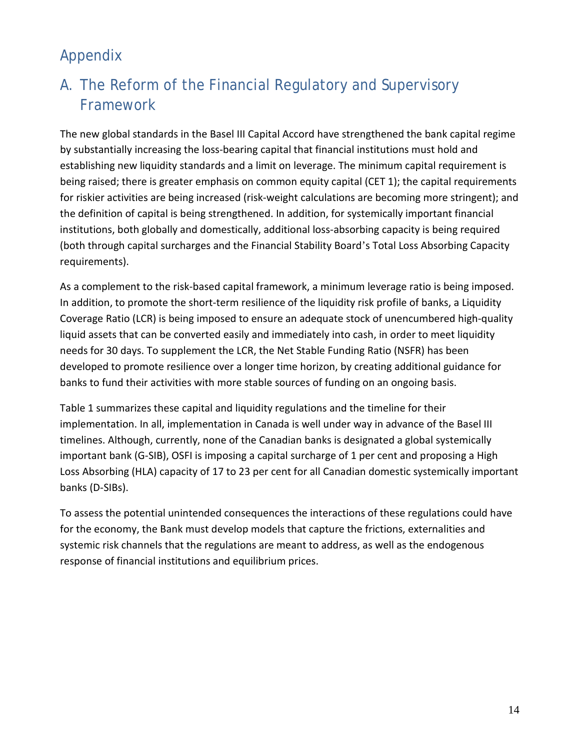# Appendix

## A. The Reform of the Financial Regulatory and Supervisory Framework

The new global standards in the Basel III Capital Accord have strengthened the bank capital regime by substantially increasing the loss-bearing capital that financial institutions must hold and establishing new liquidity standards and a limit on leverage. The minimum capital requirement is being raised; there is greater emphasis on common equity capital (CET 1); the capital requirements for riskier activities are being increased (risk-weight calculations are becoming more stringent); and the definition of capital is being strengthened. In addition, for systemically important financial institutions, both globally and domestically, additional loss-absorbing capacity is being required (both through capital surcharges and the Financial Stability Board's Total Loss Absorbing Capacity requirements).

As a complement to the risk-based capital framework, a minimum leverage ratio is being imposed. In addition, to promote the short-term resilience of the liquidity risk profile of banks, a Liquidity Coverage Ratio (LCR) is being imposed to ensure an adequate stock of unencumbered high-quality liquid assets that can be converted easily and immediately into cash, in order to meet liquidity needs for 30 days. To supplement the LCR, the Net Stable Funding Ratio (NSFR) has been developed to promote resilience over a longer time horizon, by creating additional guidance for banks to fund their activities with more stable sources of funding on an ongoing basis.

Table 1 summarizes these capital and liquidity regulations and the timeline for their implementation. In all, implementation in Canada is well under way in advance of the Basel III timelines. Although, currently, none of the Canadian banks is designated a global systemically important bank (G-SIB), OSFI is imposing a capital surcharge of 1 per cent and proposing a High Loss Absorbing (HLA) capacity of 17 to 23 per cent for all Canadian domestic systemically important banks (D-SIBs).

To assess the potential unintended consequences the interactions of these regulations could have for the economy, the Bank must develop models that capture the frictions, externalities and systemic risk channels that the regulations are meant to address, as well as the endogenous response of financial institutions and equilibrium prices.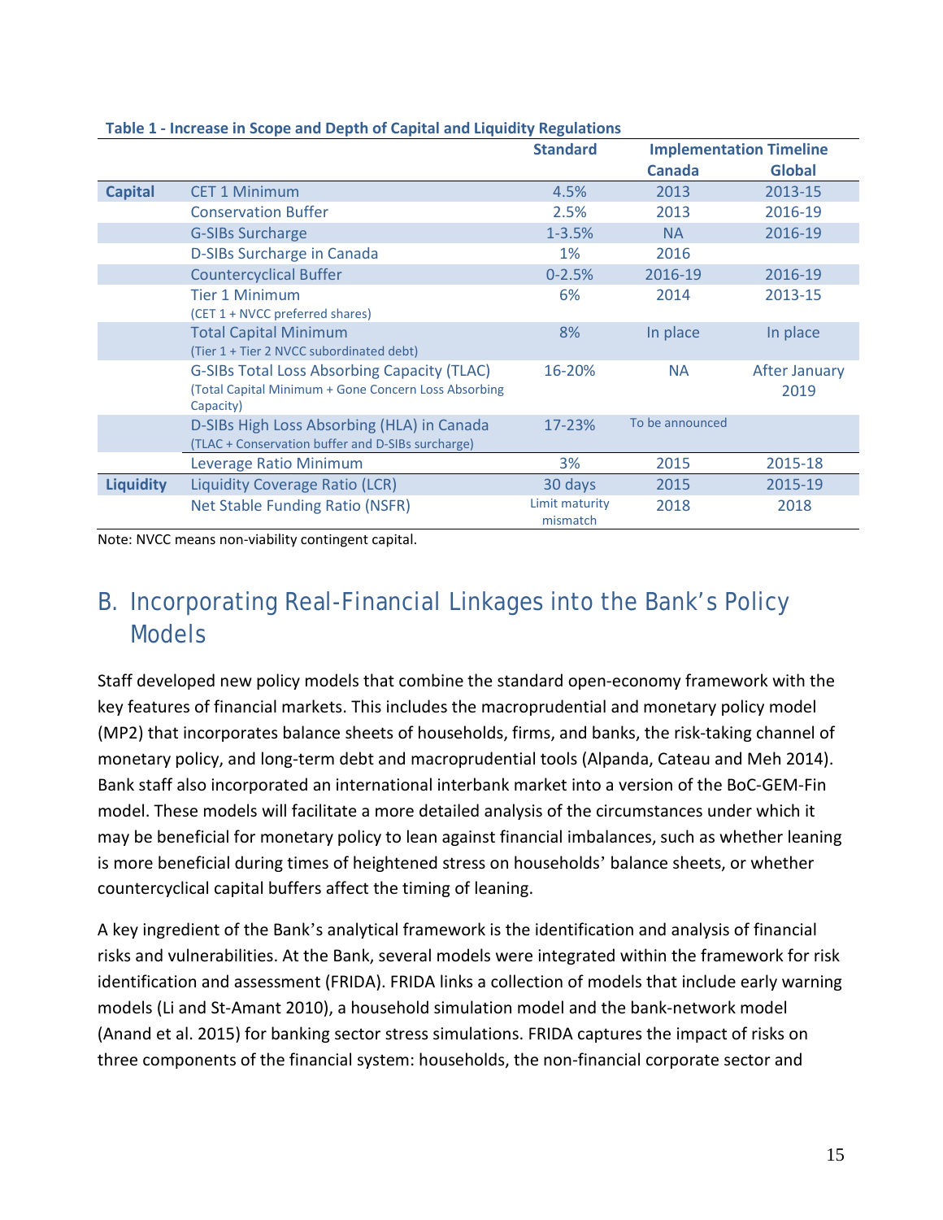**Table 1 - Increase in Scope and Depth of Capital and Liquidity Regulations**

| | | Standard | Implementation Timeline | |
|---|---|---|---|---|
| | | | Canada | Global |
| **Capital** | CET 1 Minimum | 4.5% | 2013 | 2013-15 |
| | Conservation Buffer | 2.5% | 2013 | 2016-19 |
| | G-SIBs Surcharge | 1-3.5% | NA | 2016-19 |
| | D-SIBs Surcharge in Canada | 1% | 2016 | |
| | Countercyclical Buffer | 0-2.5% | 2016-19 | 2016-19 |
| | Tier 1 Minimum (CET 1 + NVCC preferred shares) | 6% | 2014 | 2013-15 |
| | Total Capital Minimum (Tier 1 + Tier 2 NVCC subordinated debt) | 8% | In place | In place |
| | G-SIBs Total Loss Absorbing Capacity (TLAC) (Total Capital Minimum + Gone Concern Loss Absorbing Capacity) | 16-20% | NA | After January 2019 |
| | D-SIBs High Loss Absorbing (HLA) in Canada (TLAC + Conservation buffer and D-SIBs surcharge) | 17-23% | To be announced | |
| | Leverage Ratio Minimum | 3% | 2015 | 2015-18 |
| **Liquidity** | Liquidity Coverage Ratio (LCR) | 30 days | 2015 | 2015-19 |
| | Net Stable Funding Ratio (NSFR) | Limit maturity mismatch | 2018 | 2018 |

Note: NVCC means non-viability contingent capital.

## B. Incorporating Real-Financial Linkages into the Bank's Policy Models

Staff developed new policy models that combine the standard open-economy framework with the key features of financial markets. This includes the macroprudential and monetary policy model (MP2) that incorporates balance sheets of households, firms, and banks, the risk-taking channel of monetary policy, and long-term debt and macroprudential tools (Alpanda, Cateau and Meh 2014). Bank staff also incorporated an international interbank market into a version of the BoC-GEM-Fin model. These models will facilitate a more detailed analysis of the circumstances under which it may be beneficial for monetary policy to lean against financial imbalances, such as whether leaning is more beneficial during times of heightened stress on households' balance sheets, or whether countercyclical capital buffers affect the timing of leaning.

A key ingredient of the Bank's analytical framework is the identification and analysis of financial risks and vulnerabilities. At the Bank, several models were integrated within the framework for risk identification and assessment (FRIDA). FRIDA links a collection of models that include early warning models (Li and St-Amant 2010), a household simulation model and the bank-network model (Anand et al. 2015) for banking sector stress simulations. FRIDA captures the impact of risks on three components of the financial system: households, the non-financial corporate sector and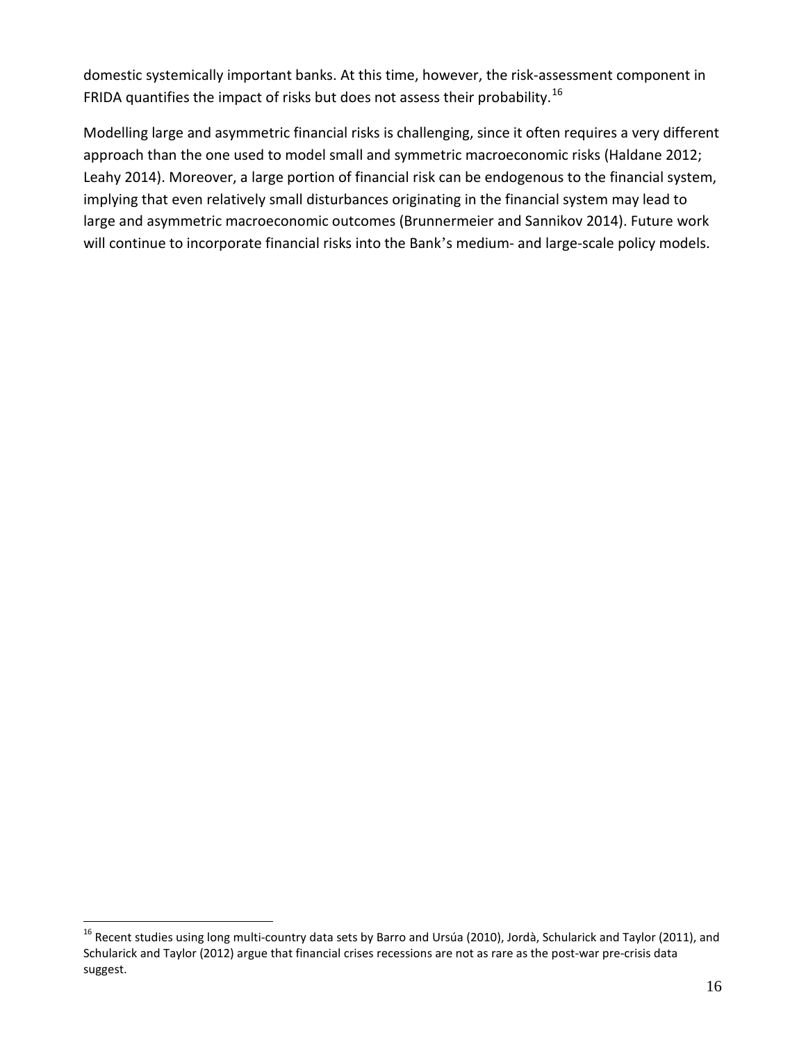domestic systemically important banks. At this time, however, the risk-assessment component in FRIDA quantifies the impact of risks but does not assess their probability.[16]

Modelling large and asymmetric financial risks is challenging, since it often requires a very different approach than the one used to model small and symmetric macroeconomic risks (Haldane 2012; Leahy 2014). Moreover, a large portion of financial risk can be endogenous to the financial system, implying that even relatively small disturbances originating in the financial system may lead to large and asymmetric macroeconomic outcomes (Brunnermeier and Sannikov 2014). Future work will continue to incorporate financial risks into the Bank's medium- and large-scale policy models.

[16] Recent studies using long multi-country data sets by Barro and Ursúa (2010), Jordà, Schularick and Taylor (2011), and Schularick and Taylor (2012) argue that financial crises recessions are not as rare as the post-war pre-crisis data suggest.